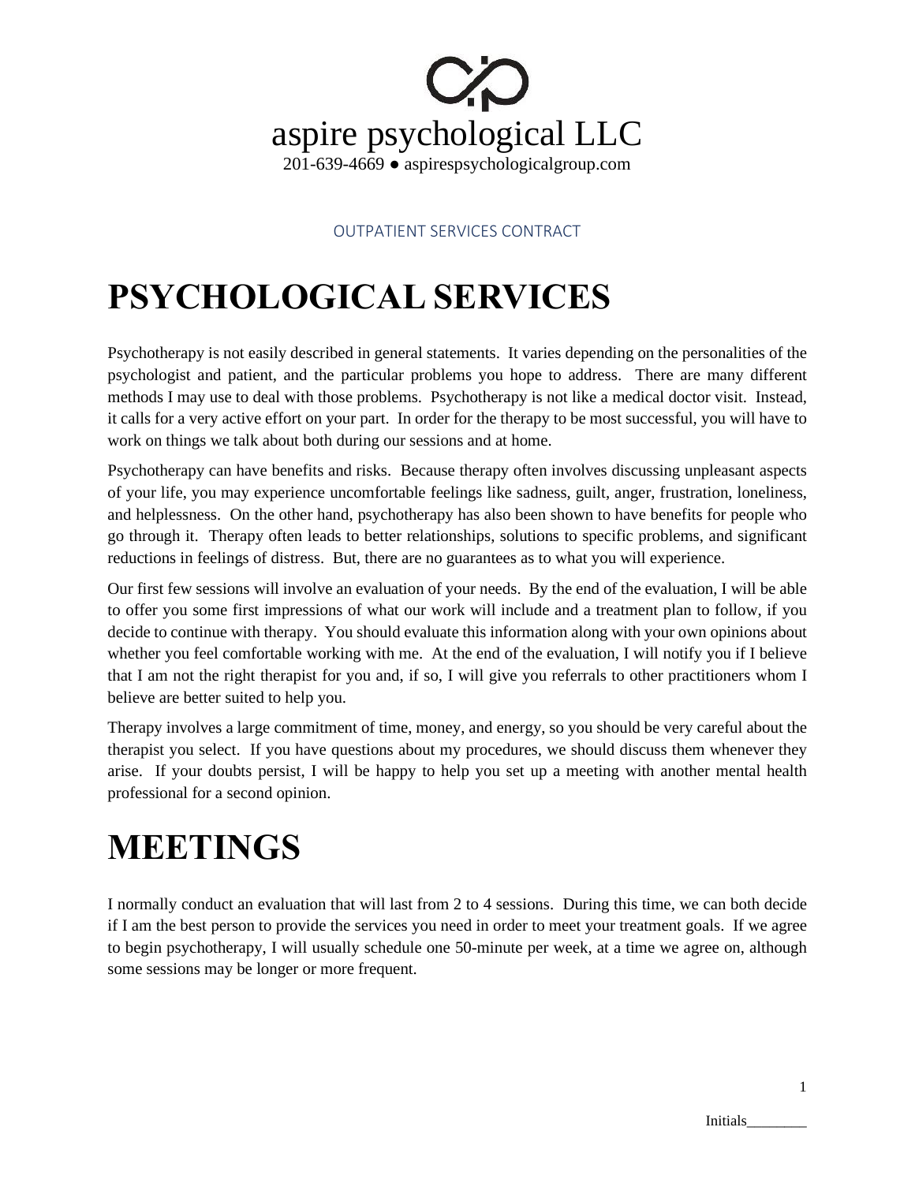# aspire psychological LLC

201-639-4669 ● aspirespsychologicalgroup.com

OUTPATIENT SERVICES CONTRACT

# PSYCHOLOGICAL SERVICES

Psychotherapy is not easily described in general statements. It varies depending on the personalities of the psychologist and patient, and the particular problems you hope to address. There are many different methods I may use to deal with those problems. Psychotherapy is not like a medical doctor visit. Instead, it calls for a very active effort on your part. In order for the therapy to be most successful, you will have to work on things we talk about both during our sessions and at home.

Psychotherapy can have benefits and risks. Because therapy often involves discussing unpleasant aspects of your life, you may experience uncomfortable feelings like sadness, guilt, anger, frustration, loneliness, and helplessness. On the other hand, psychotherapy has also been shown to have benefits for people who go through it. Therapy often leads to better relationships, solutions to specific problems, and significant reductions in feelings of distress. But, there are no guarantees as to what you will experience.

Our first few sessions will involve an evaluation of your needs. By the end of the evaluation, I will be able to offer you some first impressions of what our work will include and a treatment plan to follow, if you decide to continue with therapy. You should evaluate this information along with your own opinions about whether you feel comfortable working with me. At the end of the evaluation, I will notify you if I believe that I am not the right therapist for you and, if so, I will give you referrals to other practitioners whom I believe are better suited to help you.

Therapy involves a large commitment of time, money, and energy, so you should be very careful about the therapist you select. If you have questions about my procedures, we should discuss them whenever they arise. If your doubts persist, I will be happy to help you set up a meeting with another mental health professional for a second opinion.

# MEETINGS

I normally conduct an evaluation that will last from 2 to 4 sessions. During this time, we can both decide if I am the best person to provide the services you need in order to meet your treatment goals. If we agree to begin psychotherapy, I will usually schedule one 50-minute per week, at a time we agree on, although some sessions may be longer or more frequent.

Initials________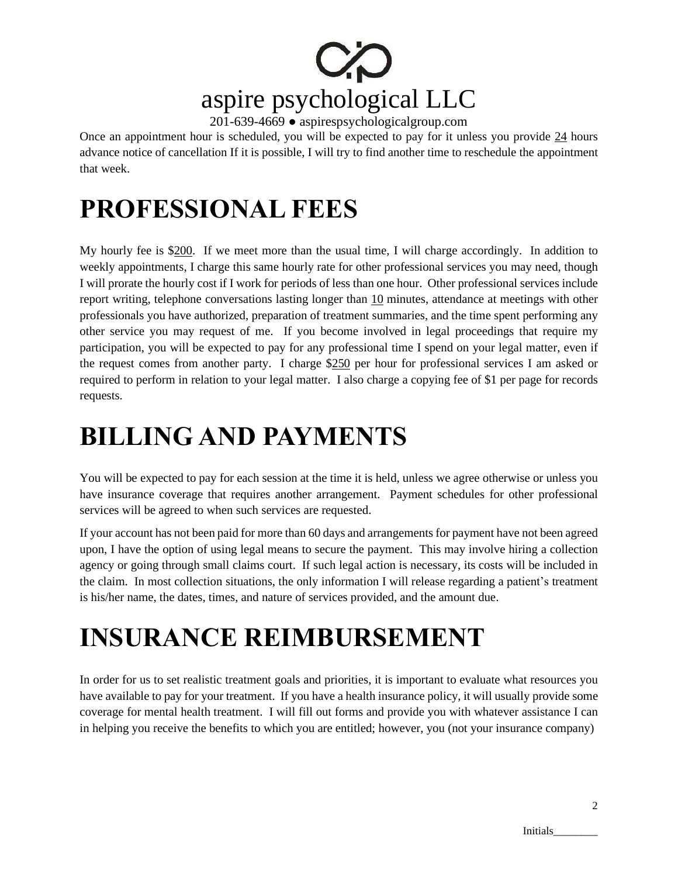Once an appointment hour is scheduled, you will be expected to pay for it unless you provide 24 hours advance notice of cancellation If it is possible, I will try to find another time to reschedule the appointment that week.

# PROFESSIONAL FEES

My hourly fee is $200. If we meet more than the usual time, I will charge accordingly. In addition to weekly appointments, I charge this same hourly rate for other professional services you may need, though I will prorate the hourly cost if I work for periods of less than one hour. Other professional services include report writing, telephone conversations lasting longer than 10 minutes, attendance at meetings with other professionals you have authorized, preparation of treatment summaries, and the time spent performing any other service you may request of me. If you become involved in legal proceedings that require my participation, you will be expected to pay for any professional time I spend on your legal matter, even if the request comes from another party. I charge $250 per hour for professional services I am asked or required to perform in relation to your legal matter. I also charge a copying fee of $1 per page for records requests.

# BILLING AND PAYMENTS

You will be expected to pay for each session at the time it is held, unless we agree otherwise or unless you have insurance coverage that requires another arrangement. Payment schedules for other professional services will be agreed to when such services are requested.

If your account has not been paid for more than 60 days and arrangements for payment have not been agreed upon, I have the option of using legal means to secure the payment. This may involve hiring a collection agency or going through small claims court. If such legal action is necessary, its costs will be included in the claim. In most collection situations, the only information I will release regarding a patient's treatment is his/her name, the dates, times, and nature of services provided, and the amount due.

# INSURANCE REIMBURSEMENT

In order for us to set realistic treatment goals and priorities, it is important to evaluate what resources you have available to pay for your treatment. If you have a health insurance policy, it will usually provide some coverage for mental health treatment. I will fill out forms and provide you with whatever assistance I can in helping you receive the benefits to which you are entitled; however, you (not your insurance company)

Initials________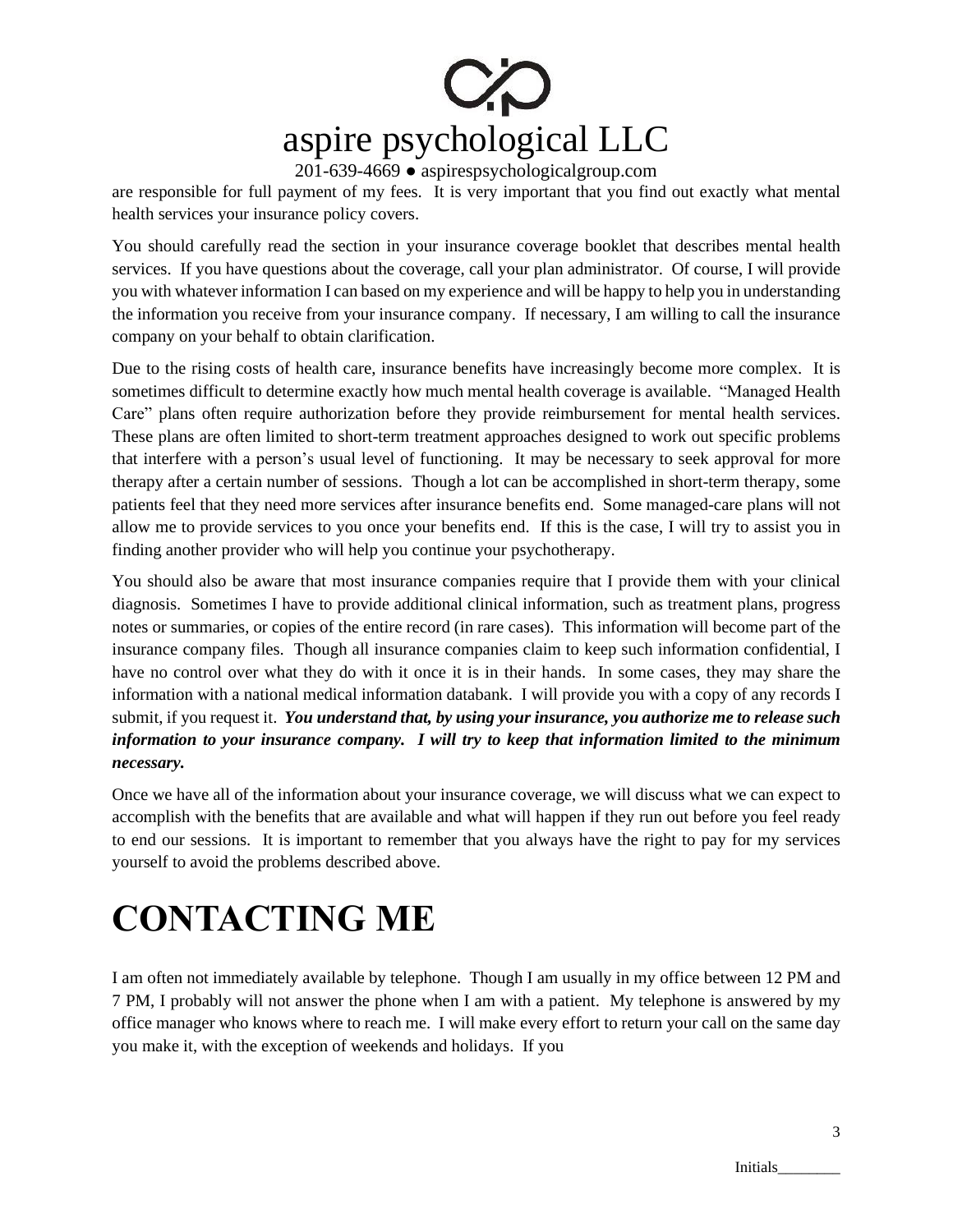are responsible for full payment of my fees. It is very important that you find out exactly what mental health services your insurance policy covers.

You should carefully read the section in your insurance coverage booklet that describes mental health services. If you have questions about the coverage, call your plan administrator. Of course, I will provide you with whatever information I can based on my experience and will be happy to help you in understanding the information you receive from your insurance company. If necessary, I am willing to call the insurance company on your behalf to obtain clarification.

Due to the rising costs of health care, insurance benefits have increasingly become more complex. It is sometimes difficult to determine exactly how much mental health coverage is available. "Managed Health Care" plans often require authorization before they provide reimbursement for mental health services. These plans are often limited to short-term treatment approaches designed to work out specific problems that interfere with a person's usual level of functioning. It may be necessary to seek approval for more therapy after a certain number of sessions. Though a lot can be accomplished in short-term therapy, some patients feel that they need more services after insurance benefits end. Some managed-care plans will not allow me to provide services to you once your benefits end. If this is the case, I will try to assist you in finding another provider who will help you continue your psychotherapy.

You should also be aware that most insurance companies require that I provide them with your clinical diagnosis. Sometimes I have to provide additional clinical information, such as treatment plans, progress notes or summaries, or copies of the entire record (in rare cases). This information will become part of the insurance company files. Though all insurance companies claim to keep such information confidential, I have no control over what they do with it once it is in their hands. In some cases, they may share the information with a national medical information databank. I will provide you with a copy of any records I submit, if you request it. ***You understand that, by using your insurance, you authorize me to release such information to your insurance company. I will try to keep that information limited to the minimum necessary.***

Once we have all of the information about your insurance coverage, we will discuss what we can expect to accomplish with the benefits that are available and what will happen if they run out before you feel ready to end our sessions. It is important to remember that you always have the right to pay for my services yourself to avoid the problems described above.

# CONTACTING ME

I am often not immediately available by telephone. Though I am usually in my office between 12 PM and 7 PM, I probably will not answer the phone when I am with a patient. My telephone is answered by my office manager who knows where to reach me. I will make every effort to return your call on the same day you make it, with the exception of weekends and holidays. If you

Initials________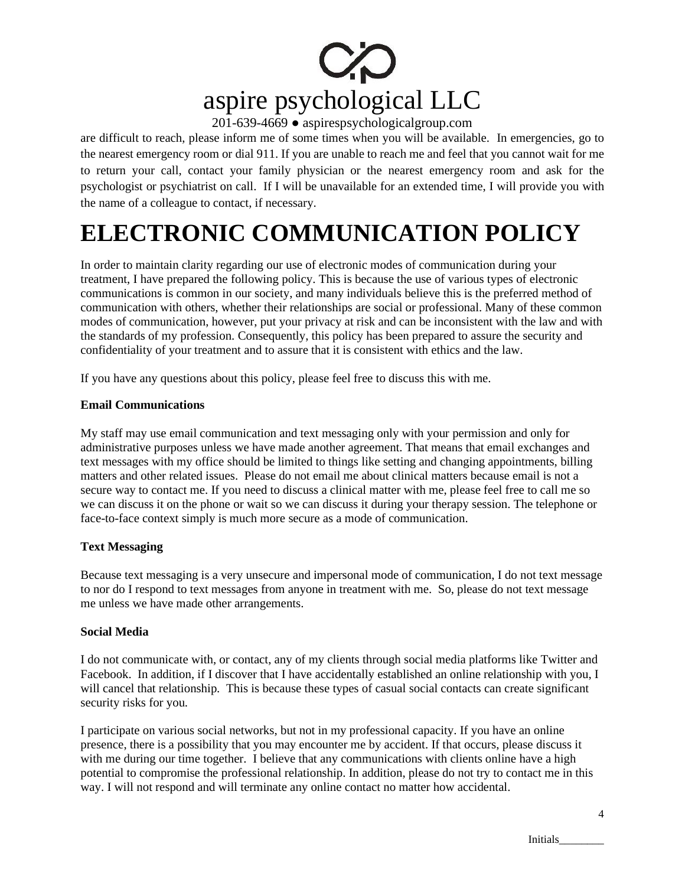are difficult to reach, please inform me of some times when you will be available. In emergencies, go to the nearest emergency room or dial 911. If you are unable to reach me and feel that you cannot wait for me to return your call, contact your family physician or the nearest emergency room and ask for the psychologist or psychiatrist on call. If I will be unavailable for an extended time, I will provide you with the name of a colleague to contact, if necessary.

# ELECTRONIC COMMUNICATION POLICY

In order to maintain clarity regarding our use of electronic modes of communication during your treatment, I have prepared the following policy. This is because the use of various types of electronic communications is common in our society, and many individuals believe this is the preferred method of communication with others, whether their relationships are social or professional. Many of these common modes of communication, however, put your privacy at risk and can be inconsistent with the law and with the standards of my profession. Consequently, this policy has been prepared to assure the security and confidentiality of your treatment and to assure that it is consistent with ethics and the law.

If you have any questions about this policy, please feel free to discuss this with me.

**Email Communications**

My staff may use email communication and text messaging only with your permission and only for administrative purposes unless we have made another agreement. That means that email exchanges and text messages with my office should be limited to things like setting and changing appointments, billing matters and other related issues. Please do not email me about clinical matters because email is not a secure way to contact me. If you need to discuss a clinical matter with me, please feel free to call me so we can discuss it on the phone or wait so we can discuss it during your therapy session. The telephone or face-to-face context simply is much more secure as a mode of communication.

**Text Messaging**

Because text messaging is a very unsecure and impersonal mode of communication, I do not text message to nor do I respond to text messages from anyone in treatment with me. So, please do not text message me unless we have made other arrangements.

**Social Media**

I do not communicate with, or contact, any of my clients through social media platforms like Twitter and Facebook. In addition, if I discover that I have accidentally established an online relationship with you, I will cancel that relationship. This is because these types of casual social contacts can create significant security risks for you.

I participate on various social networks, but not in my professional capacity. If you have an online presence, there is a possibility that you may encounter me by accident. If that occurs, please discuss it with me during our time together. I believe that any communications with clients online have a high potential to compromise the professional relationship. In addition, please do not try to contact me in this way. I will not respond and will terminate any online contact no matter how accidental.

Initials________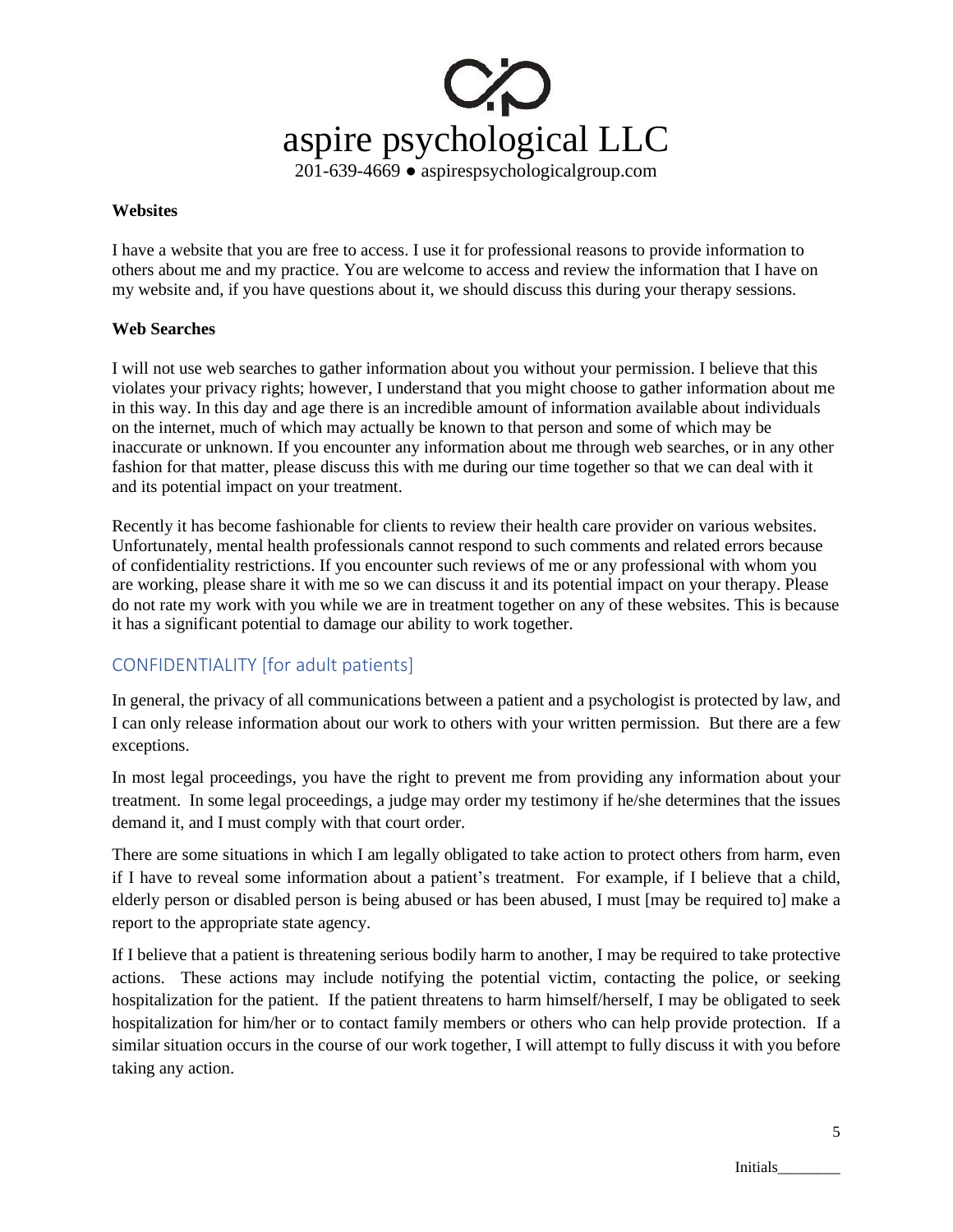#### Websites

I have a website that you are free to access. I use it for professional reasons to provide information to others about me and my practice. You are welcome to access and review the information that I have on my website and, if you have questions about it, we should discuss this during your therapy sessions.

#### Web Searches

I will not use web searches to gather information about you without your permission. I believe that this violates your privacy rights; however, I understand that you might choose to gather information about me in this way. In this day and age there is an incredible amount of information available about individuals on the internet, much of which may actually be known to that person and some of which may be inaccurate or unknown. If you encounter any information about me through web searches, or in any other fashion for that matter, please discuss this with me during our time together so that we can deal with it and its potential impact on your treatment.

Recently it has become fashionable for clients to review their health care provider on various websites. Unfortunately, mental health professionals cannot respond to such comments and related errors because of confidentiality restrictions. If you encounter such reviews of me or any professional with whom you are working, please share it with me so we can discuss it and its potential impact on your therapy. Please do not rate my work with you while we are in treatment together on any of these websites. This is because it has a significant potential to damage our ability to work together.

## CONFIDENTIALITY [for adult patients]

In general, the privacy of all communications between a patient and a psychologist is protected by law, and I can only release information about our work to others with your written permission. But there are a few exceptions.

In most legal proceedings, you have the right to prevent me from providing any information about your treatment. In some legal proceedings, a judge may order my testimony if he/she determines that the issues demand it, and I must comply with that court order.

There are some situations in which I am legally obligated to take action to protect others from harm, even if I have to reveal some information about a patient's treatment. For example, if I believe that a child, elderly person or disabled person is being abused or has been abused, I must [may be required to] make a report to the appropriate state agency.

If I believe that a patient is threatening serious bodily harm to another, I may be required to take protective actions. These actions may include notifying the potential victim, contacting the police, or seeking hospitalization for the patient. If the patient threatens to harm himself/herself, I may be obligated to seek hospitalization for him/her or to contact family members or others who can help provide protection. If a similar situation occurs in the course of our work together, I will attempt to fully discuss it with you before taking any action.

Initials________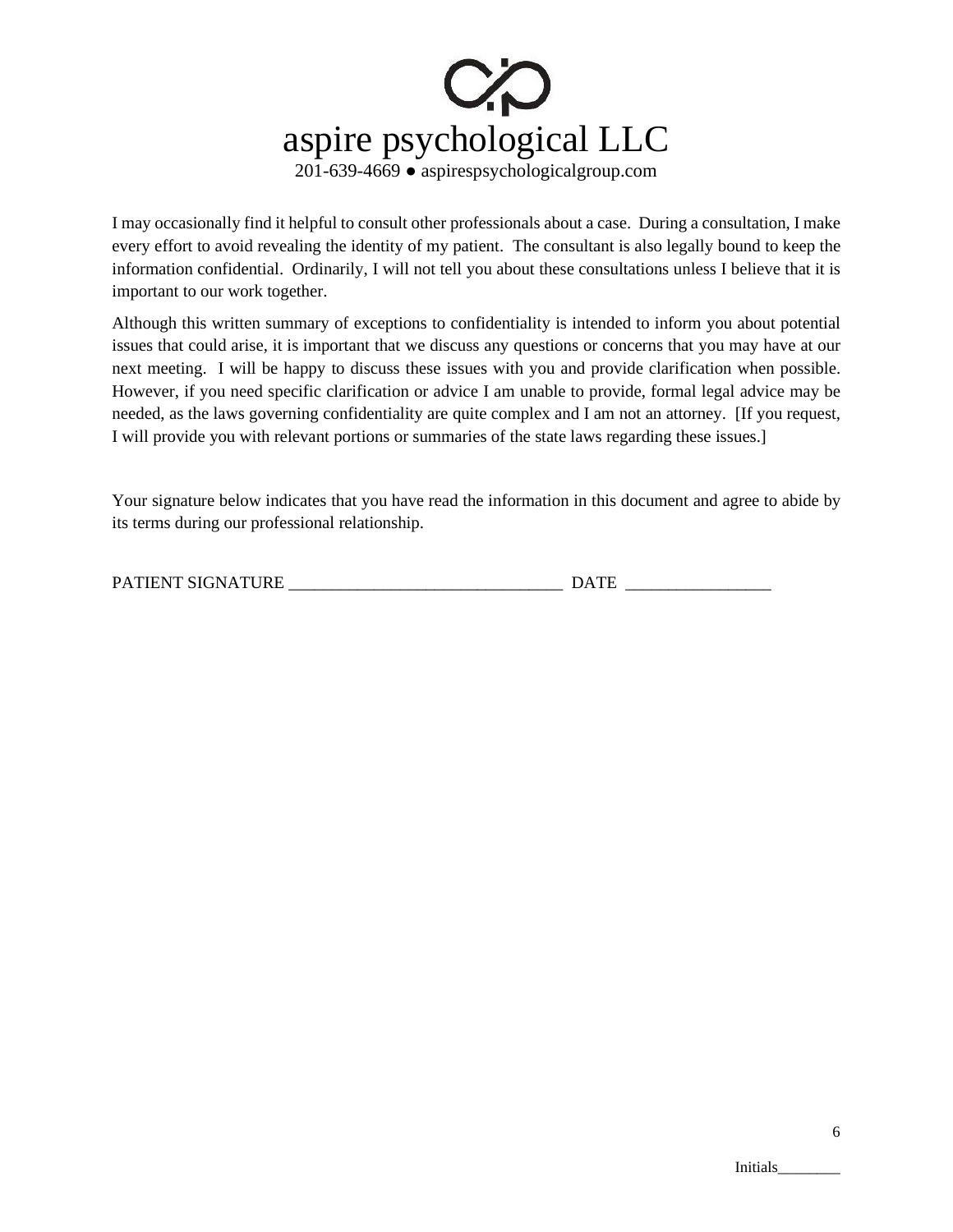I may occasionally find it helpful to consult other professionals about a case. During a consultation, I make every effort to avoid revealing the identity of my patient. The consultant is also legally bound to keep the information confidential. Ordinarily, I will not tell you about these consultations unless I believe that it is important to our work together.

Although this written summary of exceptions to confidentiality is intended to inform you about potential issues that could arise, it is important that we discuss any questions or concerns that you may have at our next meeting. I will be happy to discuss these issues with you and provide clarification when possible. However, if you need specific clarification or advice I am unable to provide, formal legal advice may be needed, as the laws governing confidentiality are quite complex and I am not an attorney. [If you request, I will provide you with relevant portions or summaries of the state laws regarding these issues.]

Your signature below indicates that you have read the information in this document and agree to abide by its terms during our professional relationship.

PATIENT SIGNATURE _________________________________ DATE _________________

Initials________